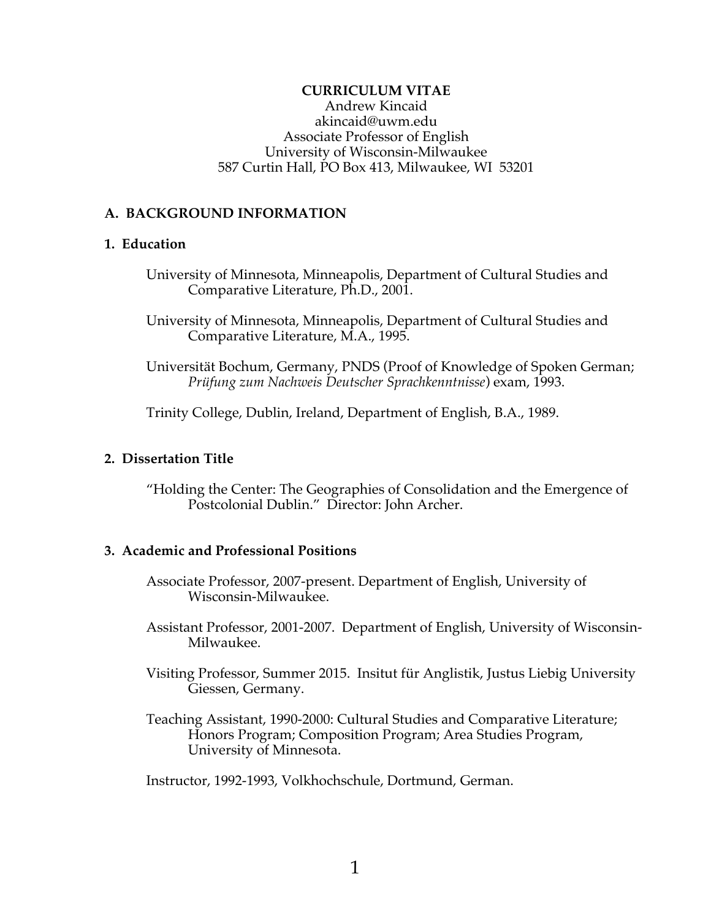# CURRICULUM VITAE

Andrew Kincaid
akincaid@uwm.edu
Associate Professor of English
University of Wisconsin-Milwaukee
587 Curtin Hall, PO Box 413, Milwaukee, WI 53201

## A. BACKGROUND INFORMATION

### 1. Education

University of Minnesota, Minneapolis, Department of Cultural Studies and Comparative Literature, Ph.D., 2001.

University of Minnesota, Minneapolis, Department of Cultural Studies and Comparative Literature, M.A., 1995.

Universität Bochum, Germany, PNDS (Proof of Knowledge of Spoken German; *Prüfung zum Nachweis Deutscher Sprachkenntnisse*) exam, 1993.

Trinity College, Dublin, Ireland, Department of English, B.A., 1989.

### 2. Dissertation Title

"Holding the Center: The Geographies of Consolidation and the Emergence of Postcolonial Dublin." Director: John Archer.

### 3. Academic and Professional Positions

Associate Professor, 2007-present. Department of English, University of Wisconsin-Milwaukee.

Assistant Professor, 2001-2007. Department of English, University of Wisconsin-Milwaukee.

Visiting Professor, Summer 2015. Insitut für Anglistik, Justus Liebig University Giessen, Germany.

Teaching Assistant, 1990-2000: Cultural Studies and Comparative Literature; Honors Program; Composition Program; Area Studies Program, University of Minnesota.

Instructor, 1992-1993, Volkhochschule, Dortmund, German.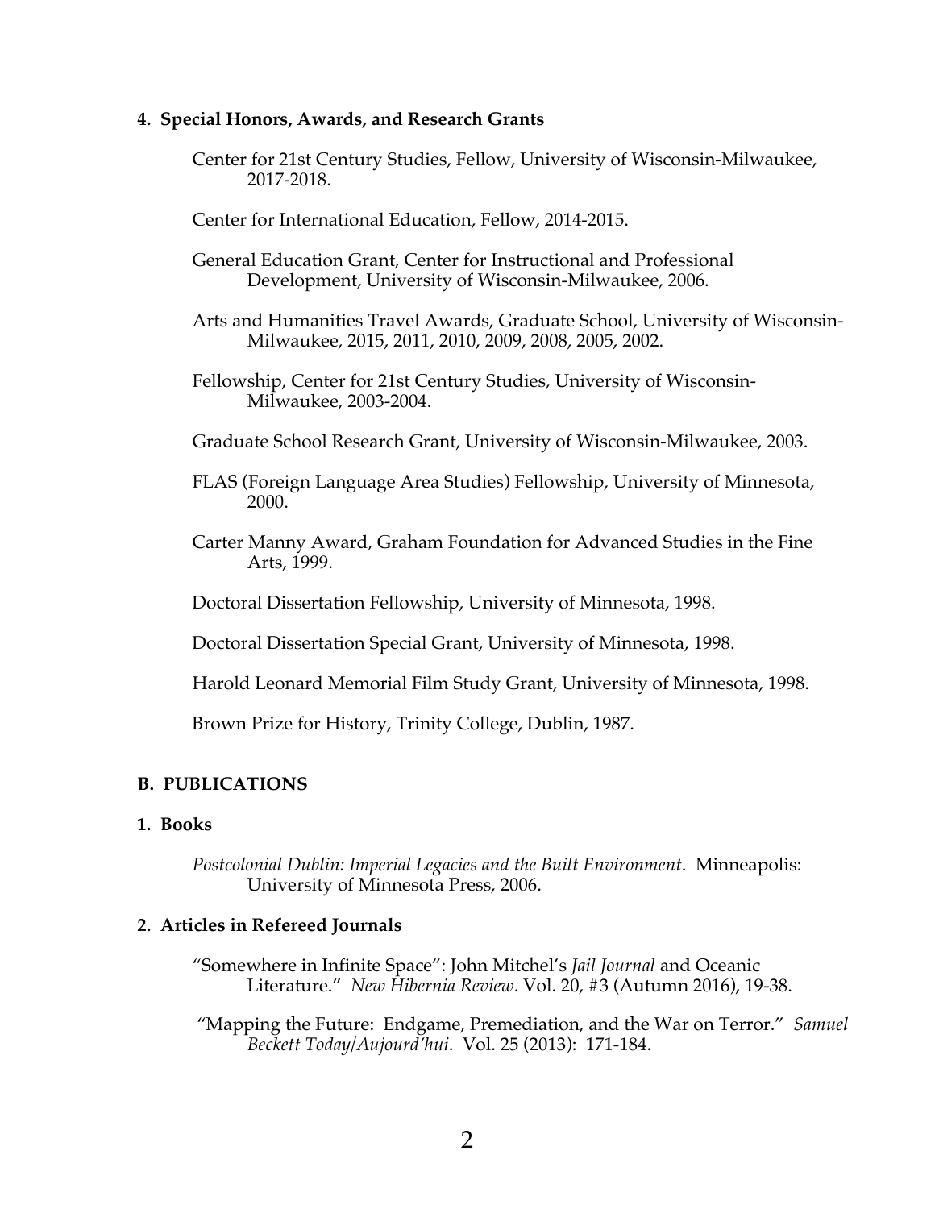**4. Special Honors, Awards, and Research Grants**

Center for 21st Century Studies, Fellow, University of Wisconsin-Milwaukee, 2017-2018.

Center for International Education, Fellow, 2014-2015.

General Education Grant, Center for Instructional and Professional Development, University of Wisconsin-Milwaukee, 2006.

Arts and Humanities Travel Awards, Graduate School, University of Wisconsin-Milwaukee, 2015, 2011, 2010, 2009, 2008, 2005, 2002.

Fellowship, Center for 21st Century Studies, University of Wisconsin-Milwaukee, 2003-2004.

Graduate School Research Grant, University of Wisconsin-Milwaukee, 2003.

FLAS (Foreign Language Area Studies) Fellowship, University of Minnesota, 2000.

Carter Manny Award, Graham Foundation for Advanced Studies in the Fine Arts, 1999.

Doctoral Dissertation Fellowship, University of Minnesota, 1998.

Doctoral Dissertation Special Grant, University of Minnesota, 1998.

Harold Leonard Memorial Film Study Grant, University of Minnesota, 1998.

Brown Prize for History, Trinity College, Dublin, 1987.

## B. PUBLICATIONS

**1. Books**

*Postcolonial Dublin: Imperial Legacies and the Built Environment*. Minneapolis: University of Minnesota Press, 2006.

**2. Articles in Refereed Journals**

"Somewhere in Infinite Space": John Mitchel's *Jail Journal* and Oceanic Literature." *New Hibernia Review*. Vol. 20, #3 (Autumn 2016), 19-38.

"Mapping the Future: Endgame, Premediation, and the War on Terror." *Samuel Beckett Today/Aujourd'hui*. Vol. 25 (2013): 171-184.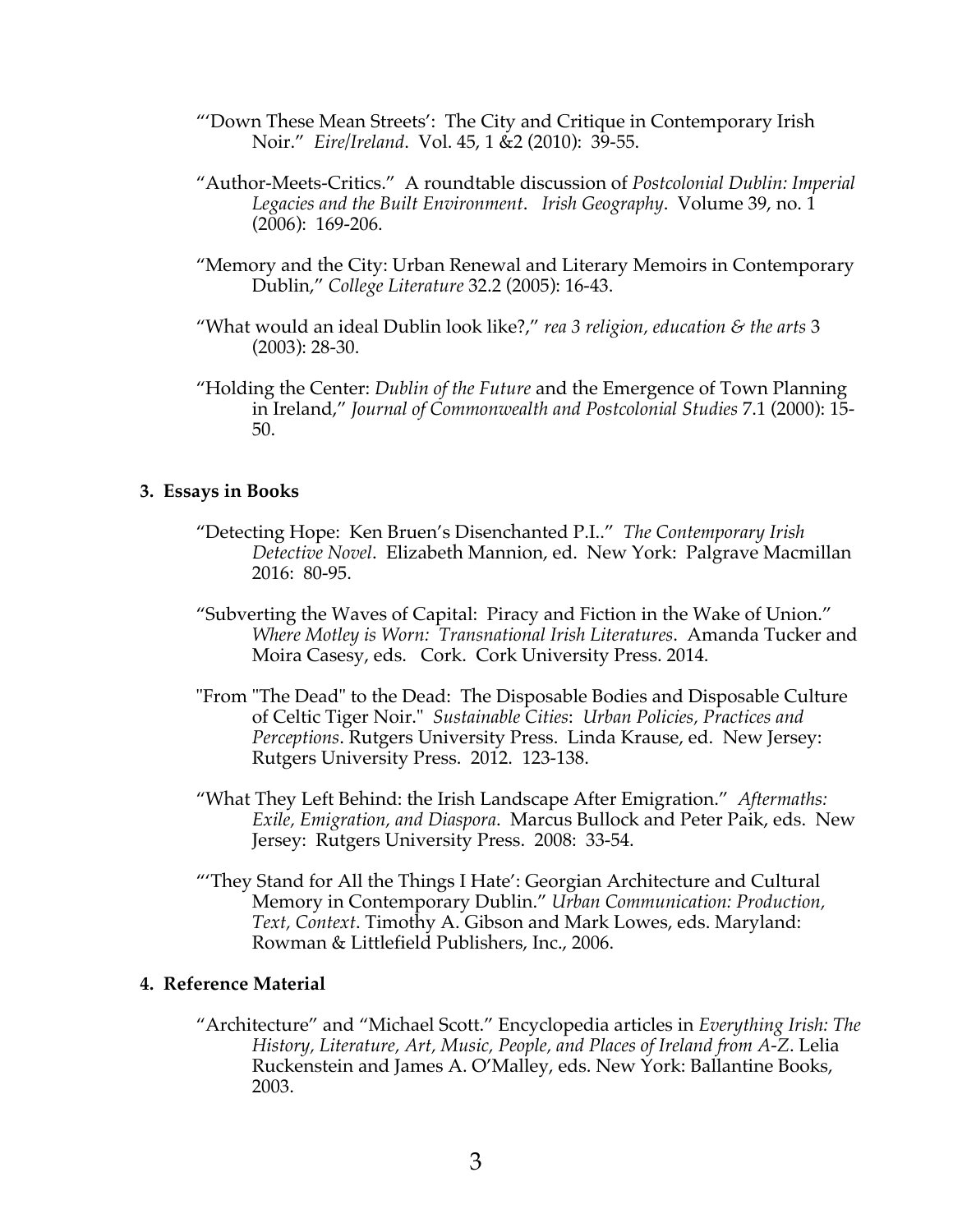"'Down These Mean Streets': The City and Critique in Contemporary Irish Noir." *Eire/Ireland*. Vol. 45, 1 &2 (2010): 39-55.

"Author-Meets-Critics." A roundtable discussion of *Postcolonial Dublin: Imperial Legacies and the Built Environment*. *Irish Geography*. Volume 39, no. 1 (2006): 169-206.

"Memory and the City: Urban Renewal and Literary Memoirs in Contemporary Dublin," *College Literature* 32.2 (2005): 16-43.

"What would an ideal Dublin look like?," *rea 3 religion, education & the arts* 3 (2003): 28-30.

"Holding the Center: *Dublin of the Future* and the Emergence of Town Planning in Ireland," *Journal of Commonwealth and Postcolonial Studies* 7.1 (2000): 15-50.

**3. Essays in Books**

"Detecting Hope: Ken Bruen's Disenchanted P.I.." *The Contemporary Irish Detective Novel*. Elizabeth Mannion, ed. New York: Palgrave Macmillan 2016: 80-95.

"Subverting the Waves of Capital: Piracy and Fiction in the Wake of Union." *Where Motley is Worn: Transnational Irish Literatures*. Amanda Tucker and Moira Casesy, eds. Cork. Cork University Press. 2014.

"From "The Dead" to the Dead: The Disposable Bodies and Disposable Culture of Celtic Tiger Noir." *Sustainable Cities*: *Urban Policies, Practices and Perceptions*. Rutgers University Press. Linda Krause, ed. New Jersey: Rutgers University Press. 2012. 123-138.

"What They Left Behind: the Irish Landscape After Emigration." *Aftermaths: Exile, Emigration, and Diaspora*. Marcus Bullock and Peter Paik, eds. New Jersey: Rutgers University Press. 2008: 33-54.

"'They Stand for All the Things I Hate': Georgian Architecture and Cultural Memory in Contemporary Dublin." *Urban Communication: Production, Text, Context*. Timothy A. Gibson and Mark Lowes, eds. Maryland: Rowman & Littlefield Publishers, Inc., 2006.

**4. Reference Material**

"Architecture" and "Michael Scott." Encyclopedia articles in *Everything Irish: The History, Literature, Art, Music, People, and Places of Ireland from A-Z*. Lelia Ruckenstein and James A. O'Malley, eds. New York: Ballantine Books, 2003.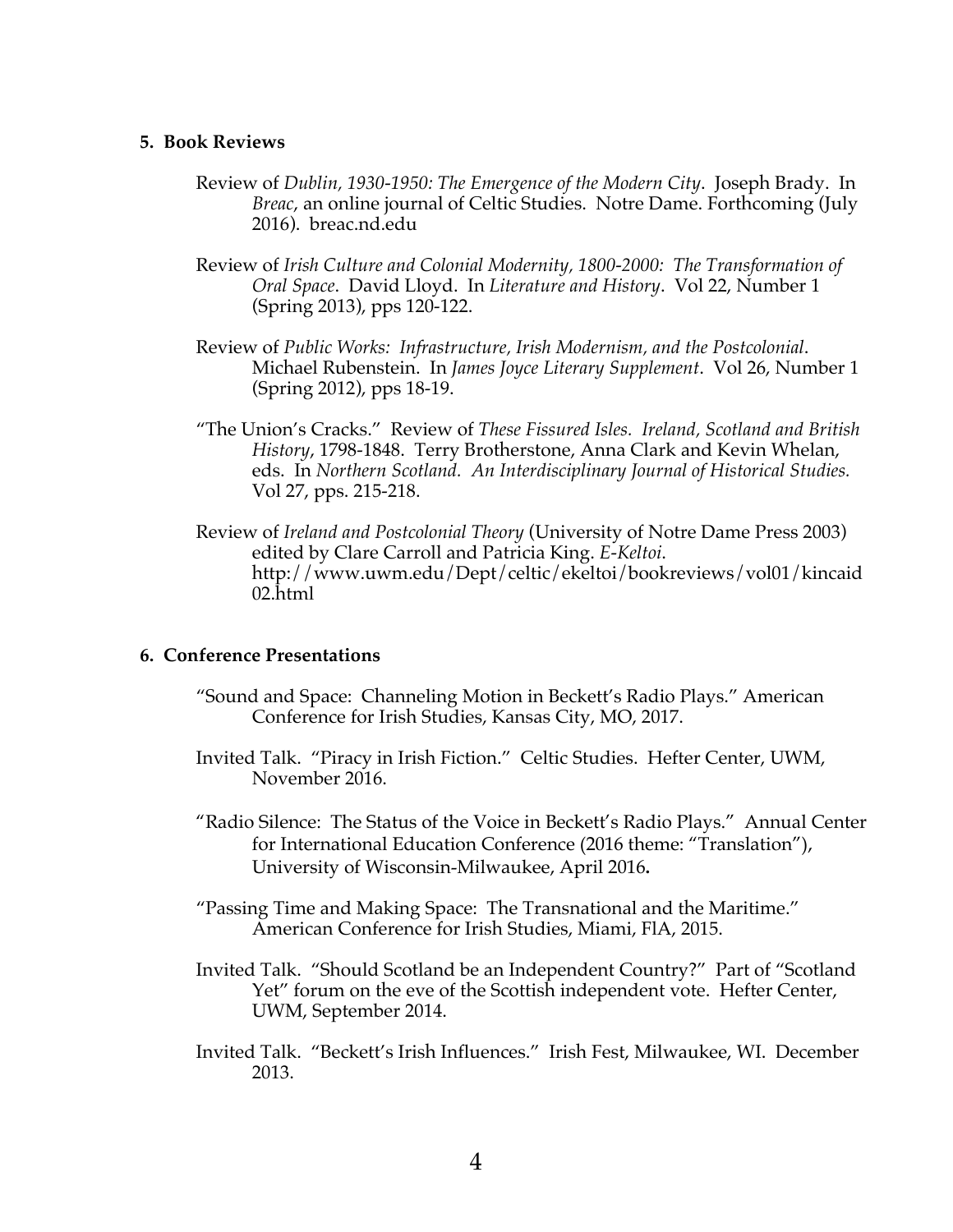**5. Book Reviews**

Review of *Dublin, 1930-1950: The Emergence of the Modern City*. Joseph Brady. In *Breac*, an online journal of Celtic Studies. Notre Dame. Forthcoming (July 2016). breac.nd.edu

Review of *Irish Culture and Colonial Modernity, 1800-2000: The Transformation of Oral Space*. David Lloyd. In *Literature and History*. Vol 22, Number 1 (Spring 2013), pps 120-122.

Review of *Public Works: Infrastructure, Irish Modernism, and the Postcolonial*. Michael Rubenstein. In *James Joyce Literary Supplement*. Vol 26, Number 1 (Spring 2012), pps 18-19.

"The Union's Cracks." Review of *These Fissured Isles. Ireland, Scotland and British History*, 1798-1848. Terry Brotherstone, Anna Clark and Kevin Whelan, eds. In *Northern Scotland. An Interdisciplinary Journal of Historical Studies.* Vol 27, pps. 215-218.

Review of *Ireland and Postcolonial Theory* (University of Notre Dame Press 2003) edited by Clare Carroll and Patricia King. *E-Keltoi*. http://www.uwm.edu/Dept/celtic/ekeltoi/bookreviews/vol01/kincaid02.html

**6. Conference Presentations**

"Sound and Space: Channeling Motion in Beckett's Radio Plays." American Conference for Irish Studies, Kansas City, MO, 2017.

Invited Talk. "Piracy in Irish Fiction." Celtic Studies. Hefter Center, UWM, November 2016.

"Radio Silence: The Status of the Voice in Beckett's Radio Plays." Annual Center for International Education Conference (2016 theme: "Translation"), University of Wisconsin-Milwaukee, April 2016**.**

"Passing Time and Making Space: The Transnational and the Maritime." American Conference for Irish Studies, Miami, FlA, 2015.

Invited Talk. "Should Scotland be an Independent Country?" Part of "Scotland Yet" forum on the eve of the Scottish independent vote. Hefter Center, UWM, September 2014.

Invited Talk. "Beckett's Irish Influences." Irish Fest, Milwaukee, WI. December 2013.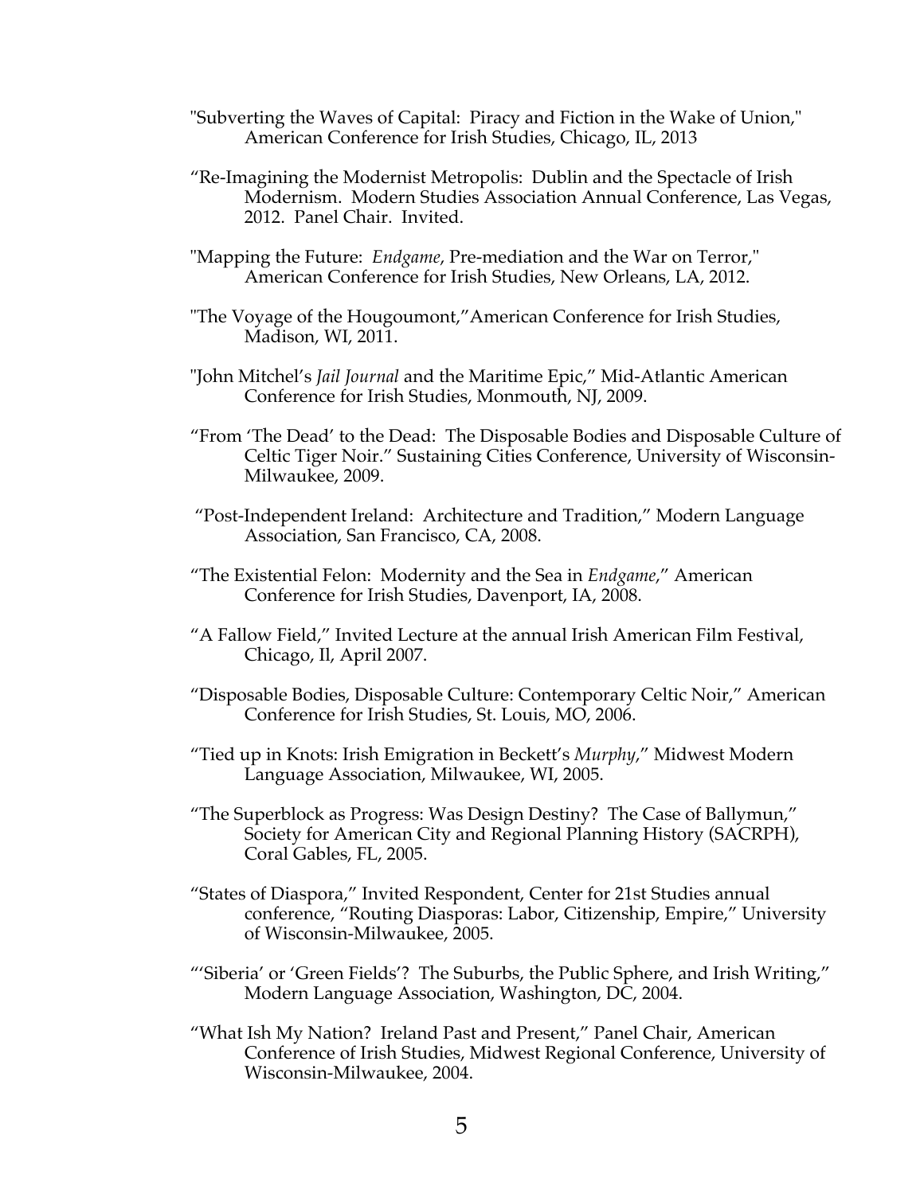"Subverting the Waves of Capital: Piracy and Fiction in the Wake of Union," American Conference for Irish Studies, Chicago, IL, 2013

"Re-Imagining the Modernist Metropolis: Dublin and the Spectacle of Irish Modernism. Modern Studies Association Annual Conference, Las Vegas, 2012. Panel Chair. Invited.

"Mapping the Future: *Endgame*, Pre-mediation and the War on Terror," American Conference for Irish Studies, New Orleans, LA, 2012.

"The Voyage of the Hougoumont,"American Conference for Irish Studies, Madison, WI, 2011.

"John Mitchel's *Jail Journal* and the Maritime Epic," Mid-Atlantic American Conference for Irish Studies, Monmouth, NJ, 2009.

"From 'The Dead' to the Dead: The Disposable Bodies and Disposable Culture of Celtic Tiger Noir." Sustaining Cities Conference, University of Wisconsin-Milwaukee, 2009.

"Post-Independent Ireland: Architecture and Tradition," Modern Language Association, San Francisco, CA, 2008.

"The Existential Felon: Modernity and the Sea in *Endgame*," American Conference for Irish Studies, Davenport, IA, 2008.

"A Fallow Field," Invited Lecture at the annual Irish American Film Festival, Chicago, Il, April 2007.

"Disposable Bodies, Disposable Culture: Contemporary Celtic Noir," American Conference for Irish Studies, St. Louis, MO, 2006.

"Tied up in Knots: Irish Emigration in Beckett's *Murphy*," Midwest Modern Language Association, Milwaukee, WI, 2005.

"The Superblock as Progress: Was Design Destiny? The Case of Ballymun," Society for American City and Regional Planning History (SACRPH), Coral Gables, FL, 2005.

"States of Diaspora," Invited Respondent, Center for 21st Studies annual conference, "Routing Diasporas: Labor, Citizenship, Empire," University of Wisconsin-Milwaukee, 2005.

"'Siberia' or 'Green Fields'? The Suburbs, the Public Sphere, and Irish Writing," Modern Language Association, Washington, DC, 2004.

"What Ish My Nation? Ireland Past and Present," Panel Chair, American Conference of Irish Studies, Midwest Regional Conference, University of Wisconsin-Milwaukee, 2004.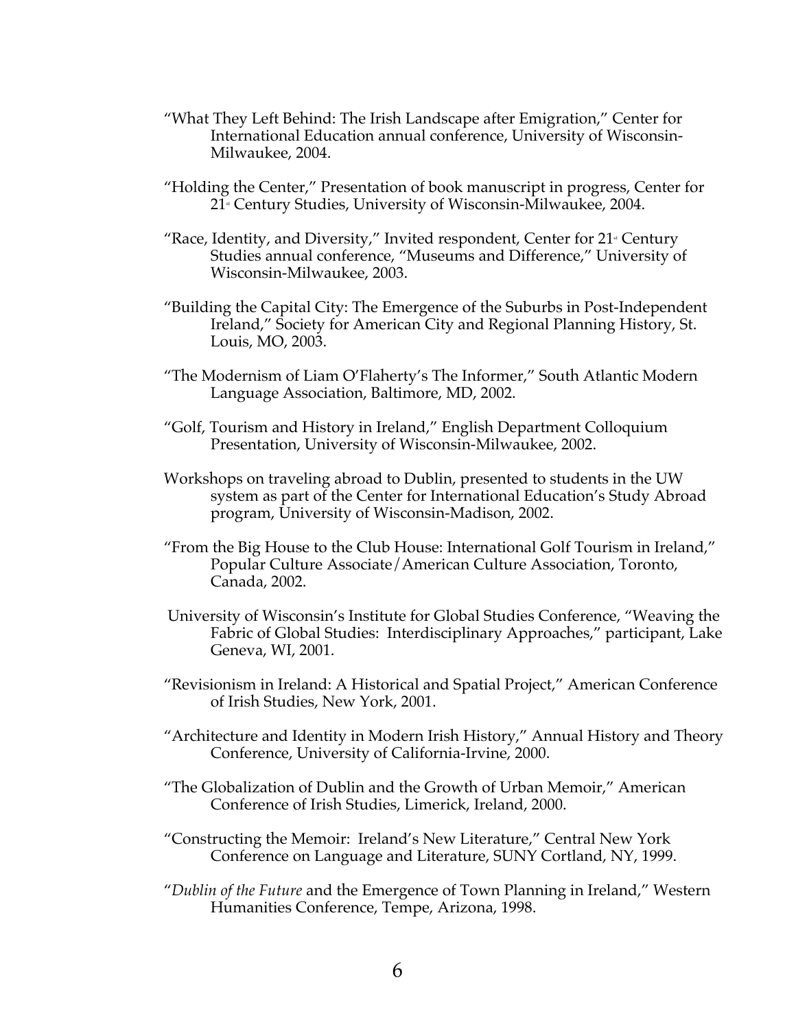"What They Left Behind: The Irish Landscape after Emigration," Center for International Education annual conference, University of Wisconsin-Milwaukee, 2004.

"Holding the Center," Presentation of book manuscript in progress, Center for 21st Century Studies, University of Wisconsin-Milwaukee, 2004.

"Race, Identity, and Diversity," Invited respondent, Center for 21st Century Studies annual conference, "Museums and Difference," University of Wisconsin-Milwaukee, 2003.

"Building the Capital City: The Emergence of the Suburbs in Post-Independent Ireland," Society for American City and Regional Planning History, St. Louis, MO, 2003.

"The Modernism of Liam O'Flaherty's The Informer," South Atlantic Modern Language Association, Baltimore, MD, 2002.

"Golf, Tourism and History in Ireland," English Department Colloquium Presentation, University of Wisconsin-Milwaukee, 2002.

Workshops on traveling abroad to Dublin, presented to students in the UW system as part of the Center for International Education's Study Abroad program, University of Wisconsin-Madison, 2002.

"From the Big House to the Club House: International Golf Tourism in Ireland," Popular Culture Associate/American Culture Association, Toronto, Canada, 2002.

University of Wisconsin's Institute for Global Studies Conference, "Weaving the Fabric of Global Studies: Interdisciplinary Approaches," participant, Lake Geneva, WI, 2001.

"Revisionism in Ireland: A Historical and Spatial Project," American Conference of Irish Studies, New York, 2001.

"Architecture and Identity in Modern Irish History," Annual History and Theory Conference, University of California-Irvine, 2000.

"The Globalization of Dublin and the Growth of Urban Memoir," American Conference of Irish Studies, Limerick, Ireland, 2000.

"Constructing the Memoir: Ireland's New Literature," Central New York Conference on Language and Literature, SUNY Cortland, NY, 1999.

"*Dublin of the Future* and the Emergence of Town Planning in Ireland," Western Humanities Conference, Tempe, Arizona, 1998.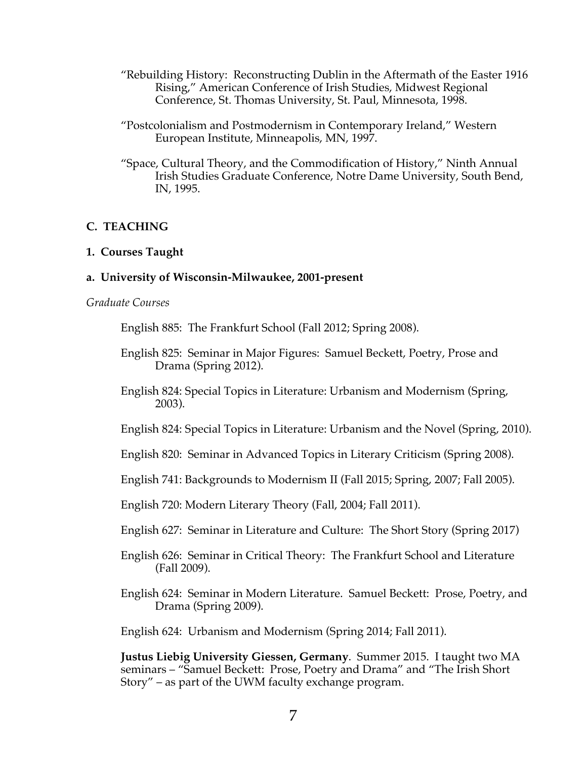"Rebuilding History: Reconstructing Dublin in the Aftermath of the Easter 1916 Rising," American Conference of Irish Studies, Midwest Regional Conference, St. Thomas University, St. Paul, Minnesota, 1998.

"Postcolonialism and Postmodernism in Contemporary Ireland," Western European Institute, Minneapolis, MN, 1997.

"Space, Cultural Theory, and the Commodification of History," Ninth Annual Irish Studies Graduate Conference, Notre Dame University, South Bend, IN, 1995.

## C. TEACHING

### 1. Courses Taught

#### a. University of Wisconsin-Milwaukee, 2001-present

*Graduate Courses*

English 885: The Frankfurt School (Fall 2012; Spring 2008).

English 825: Seminar in Major Figures: Samuel Beckett, Poetry, Prose and Drama (Spring 2012).

English 824: Special Topics in Literature: Urbanism and Modernism (Spring, 2003).

English 824: Special Topics in Literature: Urbanism and the Novel (Spring, 2010).

English 820: Seminar in Advanced Topics in Literary Criticism (Spring 2008).

English 741: Backgrounds to Modernism II (Fall 2015; Spring, 2007; Fall 2005).

English 720: Modern Literary Theory (Fall, 2004; Fall 2011).

English 627: Seminar in Literature and Culture: The Short Story (Spring 2017)

English 626: Seminar in Critical Theory: The Frankfurt School and Literature (Fall 2009).

English 624: Seminar in Modern Literature. Samuel Beckett: Prose, Poetry, and Drama (Spring 2009).

English 624: Urbanism and Modernism (Spring 2014; Fall 2011).

**Justus Liebig University Giessen, Germany**. Summer 2015. I taught two MA seminars – "Samuel Beckett: Prose, Poetry and Drama" and "The Irish Short Story" – as part of the UWM faculty exchange program.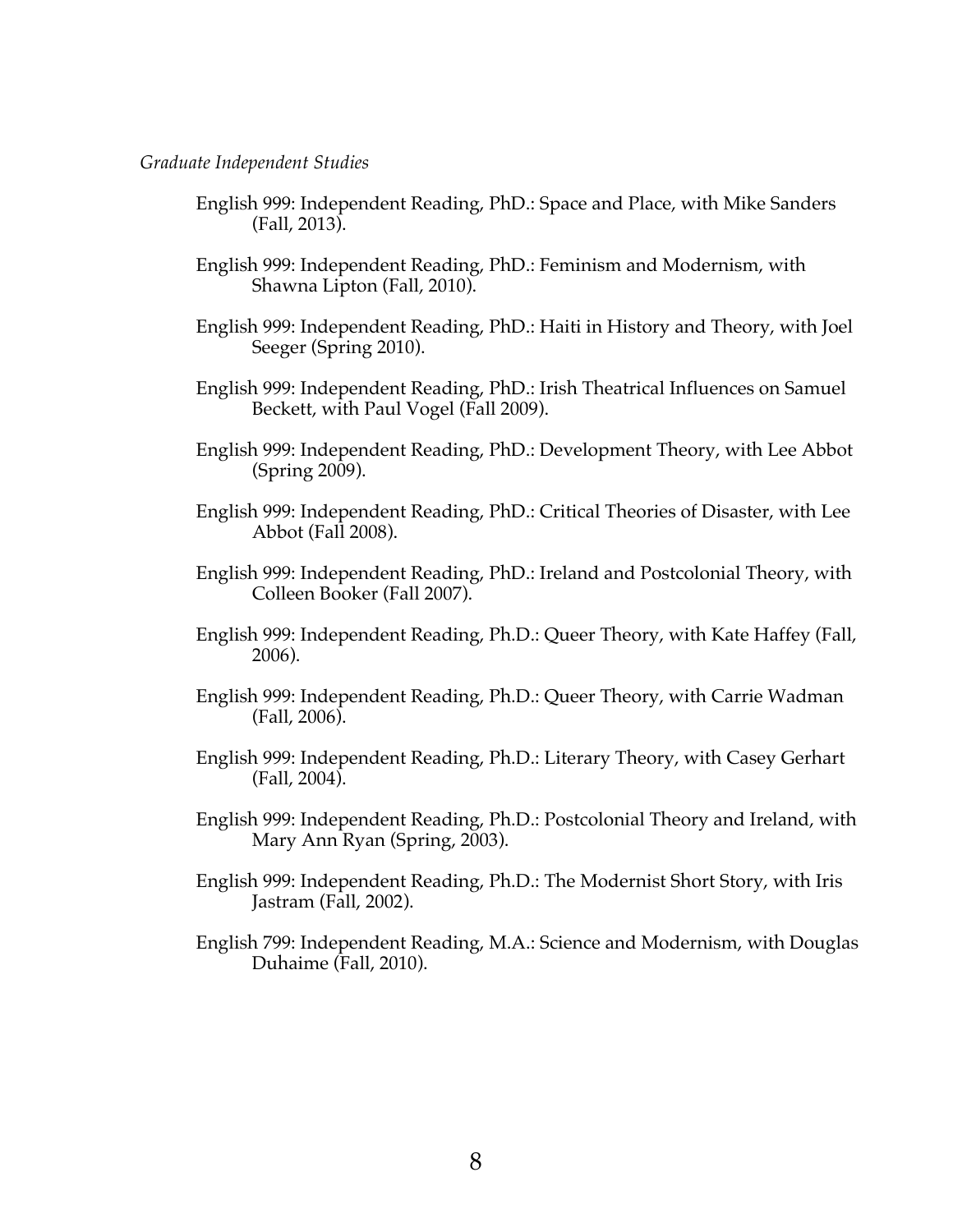*Graduate Independent Studies*

English 999: Independent Reading, PhD.: Space and Place, with Mike Sanders (Fall, 2013).

English 999: Independent Reading, PhD.: Feminism and Modernism, with Shawna Lipton (Fall, 2010).

English 999: Independent Reading, PhD.: Haiti in History and Theory, with Joel Seeger (Spring 2010).

English 999: Independent Reading, PhD.: Irish Theatrical Influences on Samuel Beckett, with Paul Vogel (Fall 2009).

English 999: Independent Reading, PhD.: Development Theory, with Lee Abbot (Spring 2009).

English 999: Independent Reading, PhD.: Critical Theories of Disaster, with Lee Abbot (Fall 2008).

English 999: Independent Reading, PhD.: Ireland and Postcolonial Theory, with Colleen Booker (Fall 2007).

English 999: Independent Reading, Ph.D.: Queer Theory, with Kate Haffey (Fall, 2006).

English 999: Independent Reading, Ph.D.: Queer Theory, with Carrie Wadman (Fall, 2006).

English 999: Independent Reading, Ph.D.: Literary Theory, with Casey Gerhart (Fall, 2004).

English 999: Independent Reading, Ph.D.: Postcolonial Theory and Ireland, with Mary Ann Ryan (Spring, 2003).

English 999: Independent Reading, Ph.D.: The Modernist Short Story, with Iris Jastram (Fall, 2002).

English 799: Independent Reading, M.A.: Science and Modernism, with Douglas Duhaime (Fall, 2010).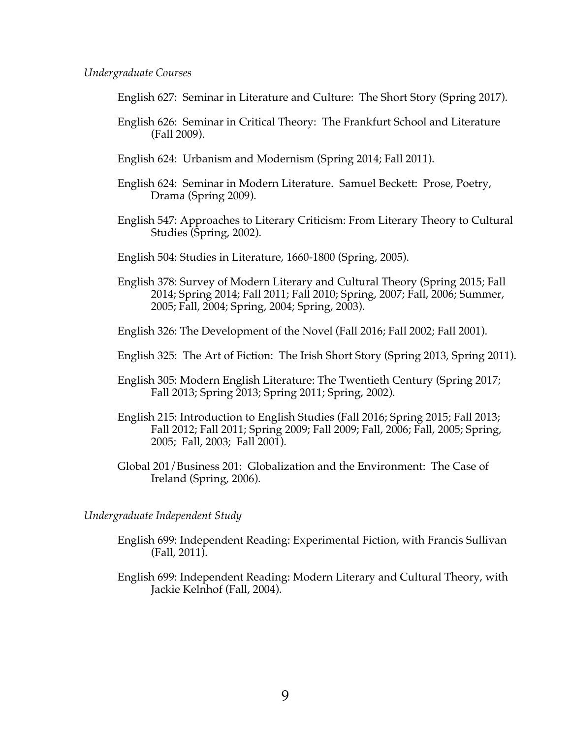*Undergraduate Courses*

English 627: Seminar in Literature and Culture: The Short Story (Spring 2017).

English 626: Seminar in Critical Theory: The Frankfurt School and Literature (Fall 2009).

English 624: Urbanism and Modernism (Spring 2014; Fall 2011).

English 624: Seminar in Modern Literature. Samuel Beckett: Prose, Poetry, Drama (Spring 2009).

English 547: Approaches to Literary Criticism: From Literary Theory to Cultural Studies (Spring, 2002).

English 504: Studies in Literature, 1660-1800 (Spring, 2005).

English 378: Survey of Modern Literary and Cultural Theory (Spring 2015; Fall 2014; Spring 2014; Fall 2011; Fall 2010; Spring, 2007; Fall, 2006; Summer, 2005; Fall, 2004; Spring, 2004; Spring, 2003).

English 326: The Development of the Novel (Fall 2016; Fall 2002; Fall 2001).

English 325: The Art of Fiction: The Irish Short Story (Spring 2013, Spring 2011).

English 305: Modern English Literature: The Twentieth Century (Spring 2017; Fall 2013; Spring 2013; Spring 2011; Spring, 2002).

English 215: Introduction to English Studies (Fall 2016; Spring 2015; Fall 2013; Fall 2012; Fall 2011; Spring 2009; Fall 2009; Fall, 2006; Fall, 2005; Spring, 2005; Fall, 2003; Fall 2001).

Global 201/Business 201: Globalization and the Environment: The Case of Ireland (Spring, 2006).

*Undergraduate Independent Study*

English 699: Independent Reading: Experimental Fiction, with Francis Sullivan (Fall, 2011).

English 699: Independent Reading: Modern Literary and Cultural Theory, with Jackie Kelnhof (Fall, 2004).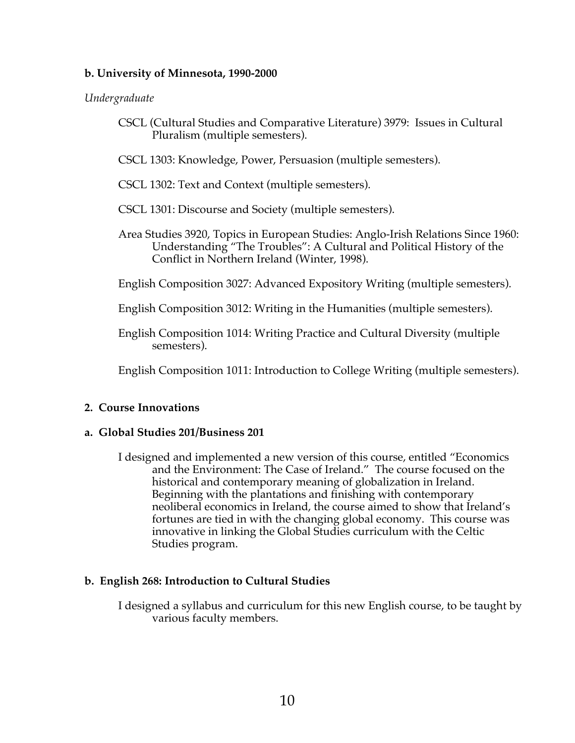**b. University of Minnesota, 1990-2000**

*Undergraduate*

CSCL (Cultural Studies and Comparative Literature) 3979: Issues in Cultural Pluralism (multiple semesters).

CSCL 1303: Knowledge, Power, Persuasion (multiple semesters).

CSCL 1302: Text and Context (multiple semesters).

CSCL 1301: Discourse and Society (multiple semesters).

Area Studies 3920, Topics in European Studies: Anglo-Irish Relations Since 1960: Understanding "The Troubles": A Cultural and Political History of the Conflict in Northern Ireland (Winter, 1998).

English Composition 3027: Advanced Expository Writing (multiple semesters).

English Composition 3012: Writing in the Humanities (multiple semesters).

English Composition 1014: Writing Practice and Cultural Diversity (multiple semesters).

English Composition 1011: Introduction to College Writing (multiple semesters).

## 2. Course Innovations

### a. Global Studies 201/Business 201

I designed and implemented a new version of this course, entitled "Economics and the Environment: The Case of Ireland." The course focused on the historical and contemporary meaning of globalization in Ireland. Beginning with the plantations and finishing with contemporary neoliberal economics in Ireland, the course aimed to show that Ireland's fortunes are tied in with the changing global economy. This course was innovative in linking the Global Studies curriculum with the Celtic Studies program.

### b. English 268: Introduction to Cultural Studies

I designed a syllabus and curriculum for this new English course, to be taught by various faculty members.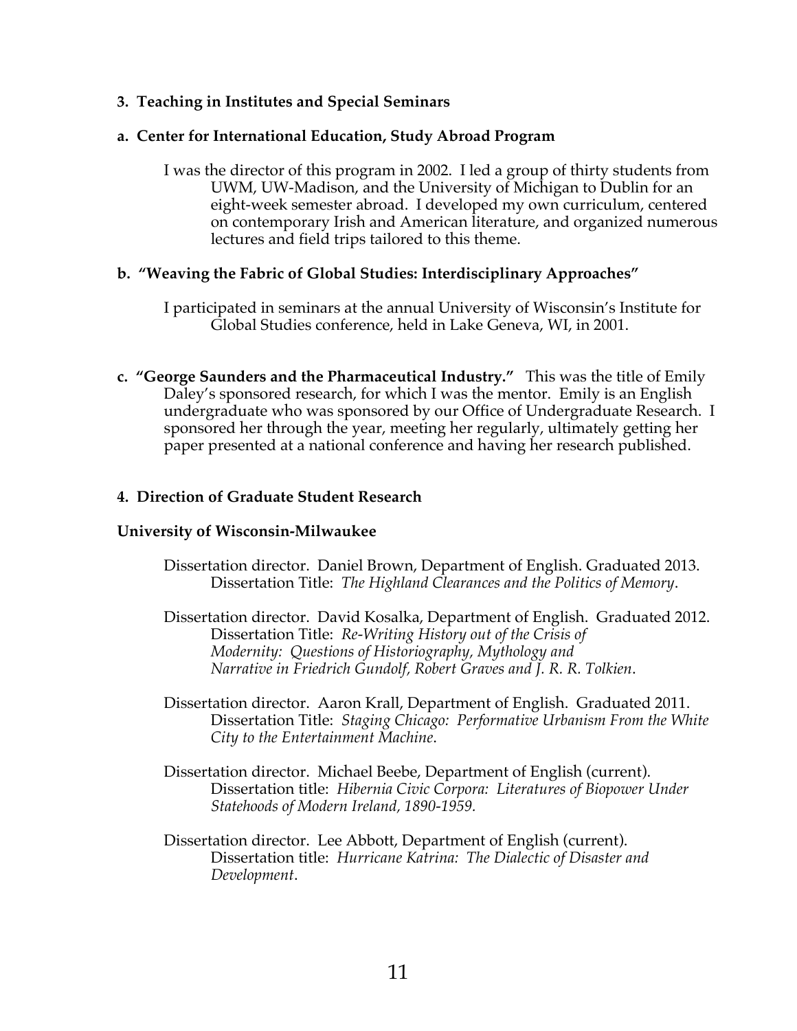### 3. Teaching in Institutes and Special Seminars

#### a. Center for International Education, Study Abroad Program

I was the director of this program in 2002. I led a group of thirty students from UWM, UW-Madison, and the University of Michigan to Dublin for an eight-week semester abroad. I developed my own curriculum, centered on contemporary Irish and American literature, and organized numerous lectures and field trips tailored to this theme.

#### b. "Weaving the Fabric of Global Studies: Interdisciplinary Approaches"

I participated in seminars at the annual University of Wisconsin's Institute for Global Studies conference, held in Lake Geneva, WI, in 2001.

**c. "George Saunders and the Pharmaceutical Industry."** This was the title of Emily Daley's sponsored research, for which I was the mentor. Emily is an English undergraduate who was sponsored by our Office of Undergraduate Research. I sponsored her through the year, meeting her regularly, ultimately getting her paper presented at a national conference and having her research published.

### 4. Direction of Graduate Student Research

**University of Wisconsin-Milwaukee**

Dissertation director. Daniel Brown, Department of English. Graduated 2013.
Dissertation Title: *The Highland Clearances and the Politics of Memory*.

Dissertation director. David Kosalka, Department of English. Graduated 2012.
Dissertation Title: *Re-Writing History out of the Crisis of Modernity: Questions of Historiography, Mythology and Narrative in Friedrich Gundolf, Robert Graves and J. R. R. Tolkien*.

Dissertation director. Aaron Krall, Department of English. Graduated 2011.
Dissertation Title: *Staging Chicago: Performative Urbanism From the White City to the Entertainment Machine*.

Dissertation director. Michael Beebe, Department of English (current).
Dissertation title: *Hibernia Civic Corpora: Literatures of Biopower Under Statehoods of Modern Ireland, 1890-1959.*

Dissertation director. Lee Abbott, Department of English (current).
Dissertation title: *Hurricane Katrina: The Dialectic of Disaster and Development*.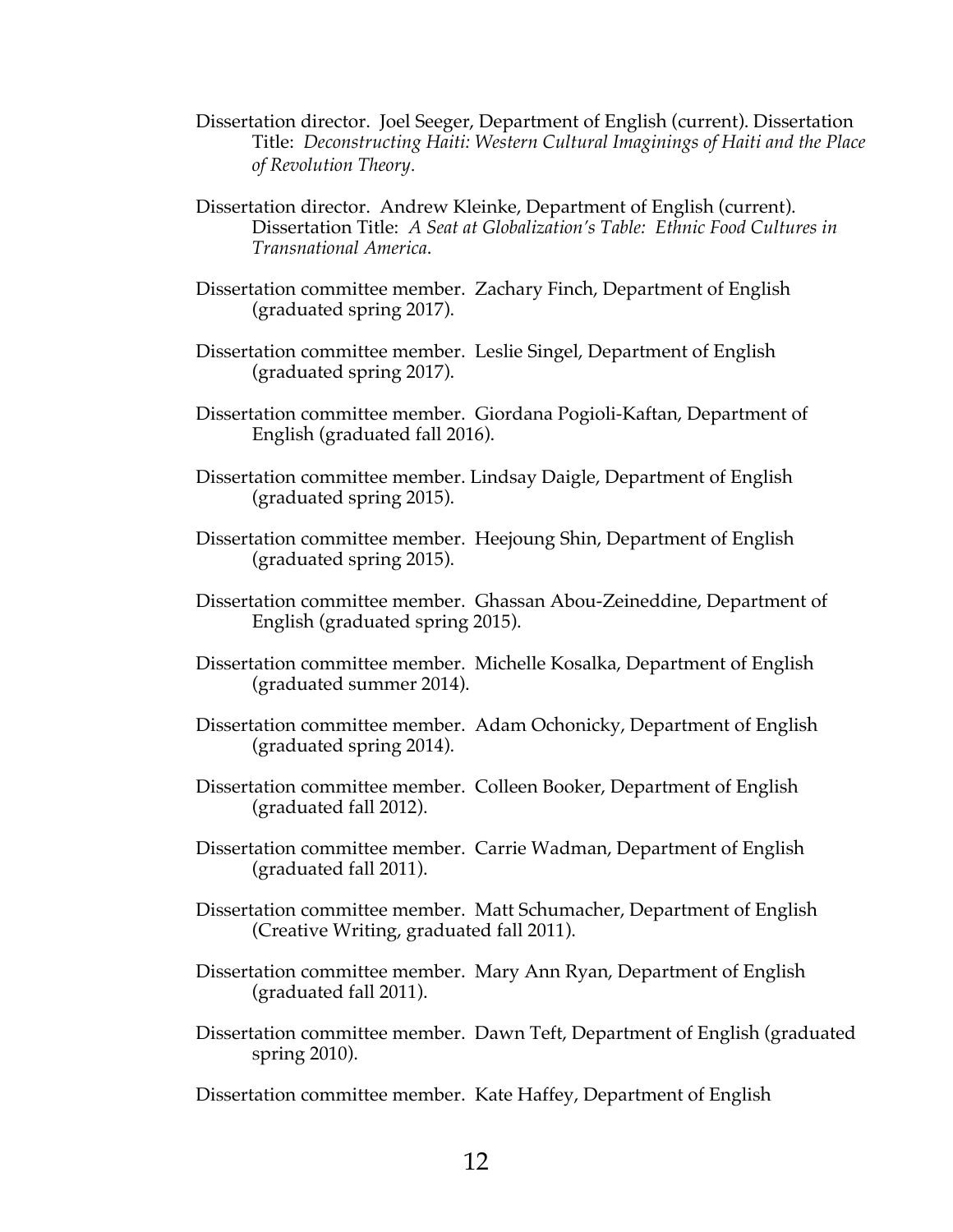Dissertation director. Joel Seeger, Department of English (current). Dissertation Title: *Deconstructing Haiti: Western Cultural Imaginings of Haiti and the Place of Revolution Theory*.

Dissertation director. Andrew Kleinke, Department of English (current). Dissertation Title: *A Seat at Globalization's Table: Ethnic Food Cultures in Transnational America*.

Dissertation committee member. Zachary Finch, Department of English (graduated spring 2017).

Dissertation committee member. Leslie Singel, Department of English (graduated spring 2017).

Dissertation committee member. Giordana Pogioli-Kaftan, Department of English (graduated fall 2016).

Dissertation committee member. Lindsay Daigle, Department of English (graduated spring 2015).

Dissertation committee member. Heejoung Shin, Department of English (graduated spring 2015).

Dissertation committee member. Ghassan Abou-Zeineddine, Department of English (graduated spring 2015).

Dissertation committee member. Michelle Kosalka, Department of English (graduated summer 2014).

Dissertation committee member. Adam Ochonicky, Department of English (graduated spring 2014).

Dissertation committee member. Colleen Booker, Department of English (graduated fall 2012).

Dissertation committee member. Carrie Wadman, Department of English (graduated fall 2011).

Dissertation committee member. Matt Schumacher, Department of English (Creative Writing, graduated fall 2011).

Dissertation committee member. Mary Ann Ryan, Department of English (graduated fall 2011).

Dissertation committee member. Dawn Teft, Department of English (graduated spring 2010).

Dissertation committee member. Kate Haffey, Department of English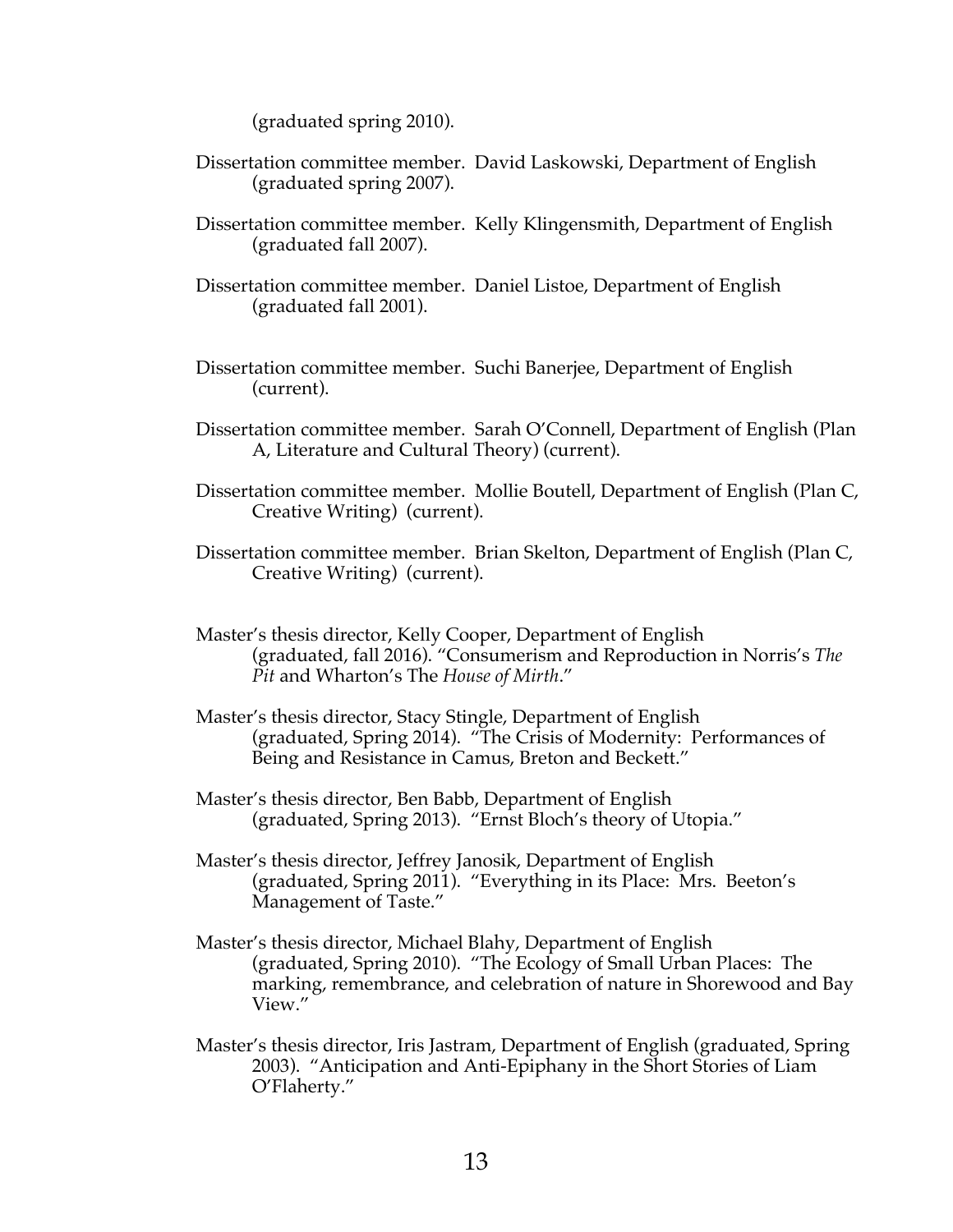(graduated spring 2010).

Dissertation committee member. David Laskowski, Department of English (graduated spring 2007).

Dissertation committee member. Kelly Klingensmith, Department of English (graduated fall 2007).

Dissertation committee member. Daniel Listoe, Department of English (graduated fall 2001).

Dissertation committee member. Suchi Banerjee, Department of English (current).

Dissertation committee member. Sarah O'Connell, Department of English (Plan A, Literature and Cultural Theory) (current).

Dissertation committee member. Mollie Boutell, Department of English (Plan C, Creative Writing) (current).

Dissertation committee member. Brian Skelton, Department of English (Plan C, Creative Writing) (current).

Master's thesis director, Kelly Cooper, Department of English (graduated, fall 2016). "Consumerism and Reproduction in Norris's *The Pit* and Wharton's The *House of Mirth*."

Master's thesis director, Stacy Stingle, Department of English (graduated, Spring 2014). "The Crisis of Modernity: Performances of Being and Resistance in Camus, Breton and Beckett."

Master's thesis director, Ben Babb, Department of English (graduated, Spring 2013). "Ernst Bloch's theory of Utopia."

Master's thesis director, Jeffrey Janosik, Department of English (graduated, Spring 2011). "Everything in its Place: Mrs. Beeton's Management of Taste."

Master's thesis director, Michael Blahy, Department of English (graduated, Spring 2010). "The Ecology of Small Urban Places: The marking, remembrance, and celebration of nature in Shorewood and Bay View."

Master's thesis director, Iris Jastram, Department of English (graduated, Spring 2003). "Anticipation and Anti-Epiphany in the Short Stories of Liam O'Flaherty."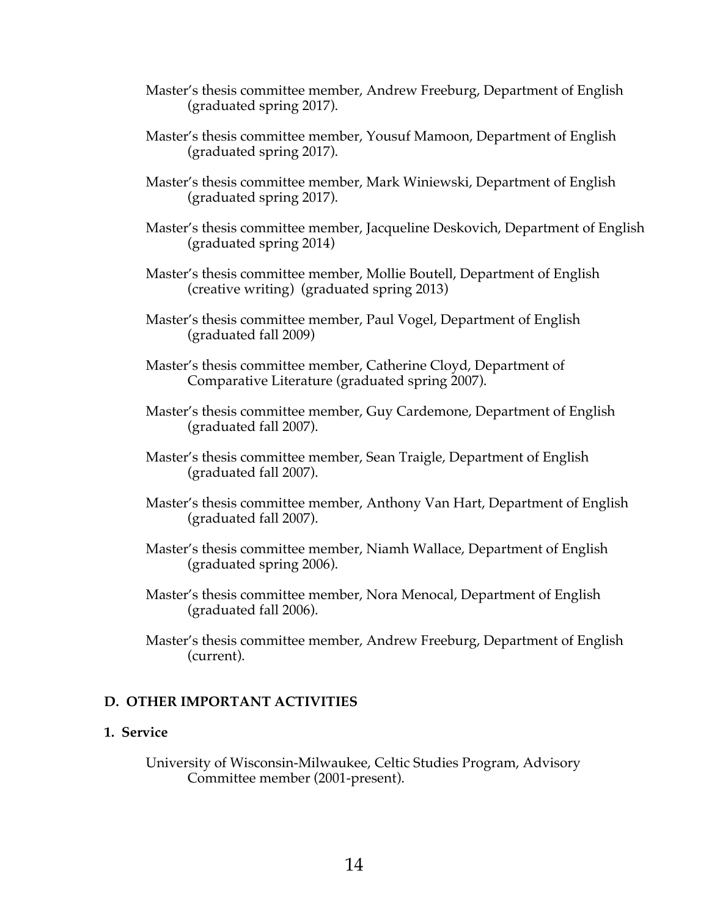Master's thesis committee member, Andrew Freeburg, Department of English (graduated spring 2017).

Master's thesis committee member, Yousuf Mamoon, Department of English (graduated spring 2017).

Master's thesis committee member, Mark Winiewski, Department of English (graduated spring 2017).

Master's thesis committee member, Jacqueline Deskovich, Department of English (graduated spring 2014)

Master's thesis committee member, Mollie Boutell, Department of English (creative writing) (graduated spring 2013)

Master's thesis committee member, Paul Vogel, Department of English (graduated fall 2009)

Master's thesis committee member, Catherine Cloyd, Department of Comparative Literature (graduated spring 2007).

Master's thesis committee member, Guy Cardemone, Department of English (graduated fall 2007).

Master's thesis committee member, Sean Traigle, Department of English (graduated fall 2007).

Master's thesis committee member, Anthony Van Hart, Department of English (graduated fall 2007).

Master's thesis committee member, Niamh Wallace, Department of English (graduated spring 2006).

Master's thesis committee member, Nora Menocal, Department of English (graduated fall 2006).

Master's thesis committee member, Andrew Freeburg, Department of English (current).

## D. OTHER IMPORTANT ACTIVITIES

### 1. Service

University of Wisconsin-Milwaukee, Celtic Studies Program, Advisory Committee member (2001-present).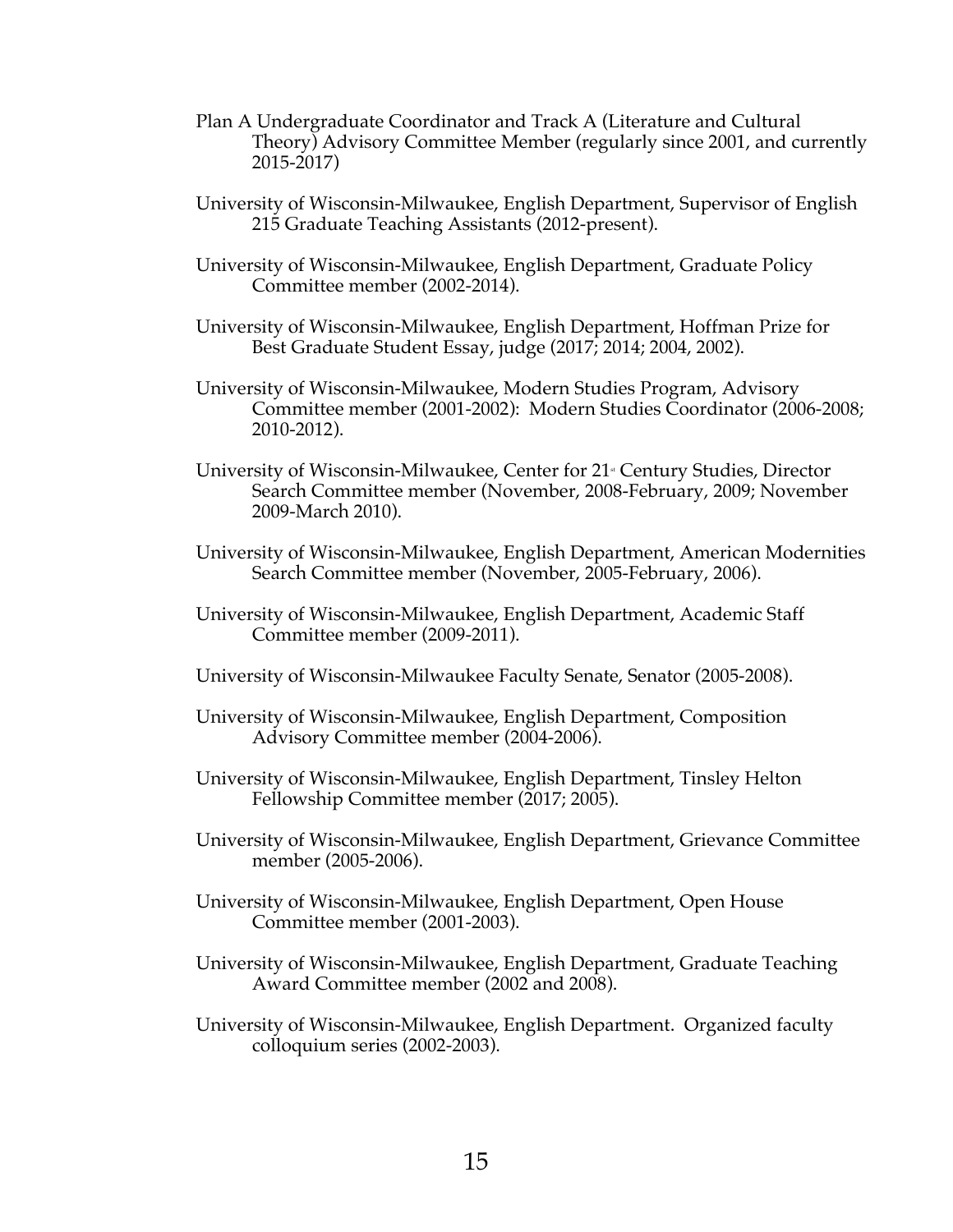Plan A Undergraduate Coordinator and Track A (Literature and Cultural Theory) Advisory Committee Member (regularly since 2001, and currently 2015-2017)

University of Wisconsin-Milwaukee, English Department, Supervisor of English 215 Graduate Teaching Assistants (2012-present).

University of Wisconsin-Milwaukee, English Department, Graduate Policy Committee member (2002-2014).

University of Wisconsin-Milwaukee, English Department, Hoffman Prize for Best Graduate Student Essay, judge (2017; 2014; 2004, 2002).

University of Wisconsin-Milwaukee, Modern Studies Program, Advisory Committee member (2001-2002): Modern Studies Coordinator (2006-2008; 2010-2012).

University of Wisconsin-Milwaukee, Center for 21st Century Studies, Director Search Committee member (November, 2008-February, 2009; November 2009-March 2010).

University of Wisconsin-Milwaukee, English Department, American Modernities Search Committee member (November, 2005-February, 2006).

University of Wisconsin-Milwaukee, English Department, Academic Staff Committee member (2009-2011).

University of Wisconsin-Milwaukee Faculty Senate, Senator (2005-2008).

University of Wisconsin-Milwaukee, English Department, Composition Advisory Committee member (2004-2006).

University of Wisconsin-Milwaukee, English Department, Tinsley Helton Fellowship Committee member (2017; 2005).

University of Wisconsin-Milwaukee, English Department, Grievance Committee member (2005-2006).

University of Wisconsin-Milwaukee, English Department, Open House Committee member (2001-2003).

University of Wisconsin-Milwaukee, English Department, Graduate Teaching Award Committee member (2002 and 2008).

University of Wisconsin-Milwaukee, English Department. Organized faculty colloquium series (2002-2003).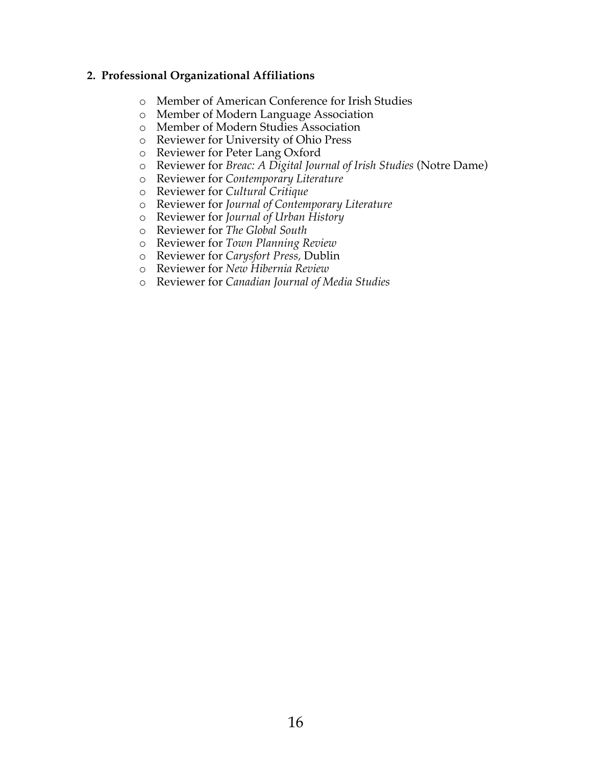**2. Professional Organizational Affiliations**

- Member of American Conference for Irish Studies
- Member of Modern Language Association
- Member of Modern Studies Association
- Reviewer for University of Ohio Press
- Reviewer for Peter Lang Oxford
- Reviewer for *Breac: A Digital Journal of Irish Studies* (Notre Dame)
- Reviewer for *Contemporary Literature*
- Reviewer for *Cultural Critique*
- Reviewer for *Journal of Contemporary Literature*
- Reviewer for *Journal of Urban History*
- Reviewer for *The Global South*
- Reviewer for *Town Planning Review*
- Reviewer for *Carysfort Press,* Dublin
- Reviewer for *New Hibernia Review*
- Reviewer for *Canadian Journal of Media Studies*